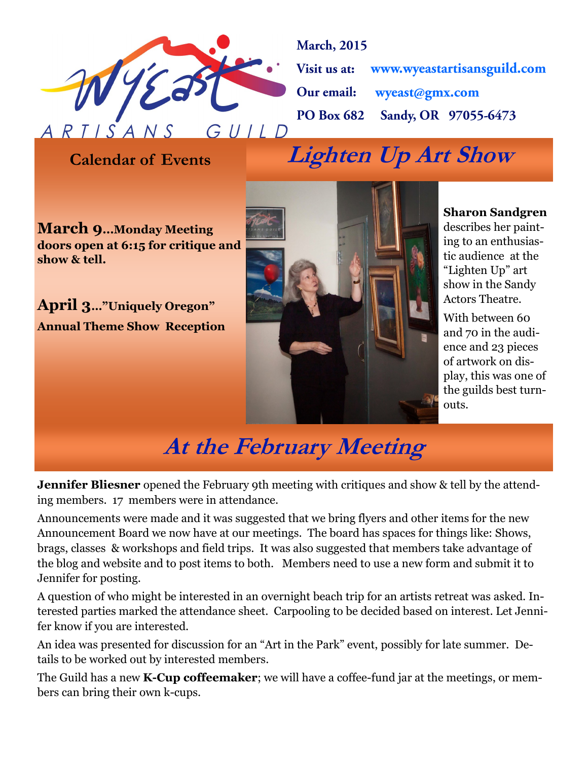# Wy'East Artisans Guild

**March, 2015**

**Visit us at:** **www.wyeastartisansguild.com**

**Our email:** **wyeast@gmx.com**

**PO Box 682 Sandy, OR 97055-6473**

## Calendar of Events

**March 9…Monday Meeting doors open at 6:15 for critique and show & tell.**

**April 3…"Uniquely Oregon" Annual Theme Show Reception**

## *Lighten Up Art Show*

**Sharon Sandgren** describes her painting to an enthusiastic audience at the "Lighten Up" art show in the Sandy Actors Theatre.

With between 60 and 70 in the audience and 23 pieces of artwork on display, this was one of the guilds best turnouts.

## *At the February Meeting*

**Jennifer Bliesner** opened the February 9th meeting with critiques and show & tell by the attending members. 17 members were in attendance.

Announcements were made and it was suggested that we bring flyers and other items for the new Announcement Board we now have at our meetings. The board has spaces for things like: Shows, brags, classes & workshops and field trips. It was also suggested that members take advantage of the blog and website and to post items to both. Members need to use a new form and submit it to Jennifer for posting.

A question of who might be interested in an overnight beach trip for an artists retreat was asked. Interested parties marked the attendance sheet. Carpooling to be decided based on interest. Let Jennifer know if you are interested.

An idea was presented for discussion for an "Art in the Park" event, possibly for late summer. Details to be worked out by interested members.

The Guild has a new **K-Cup coffeemaker**; we will have a coffee-fund jar at the meetings, or members can bring their own k-cups.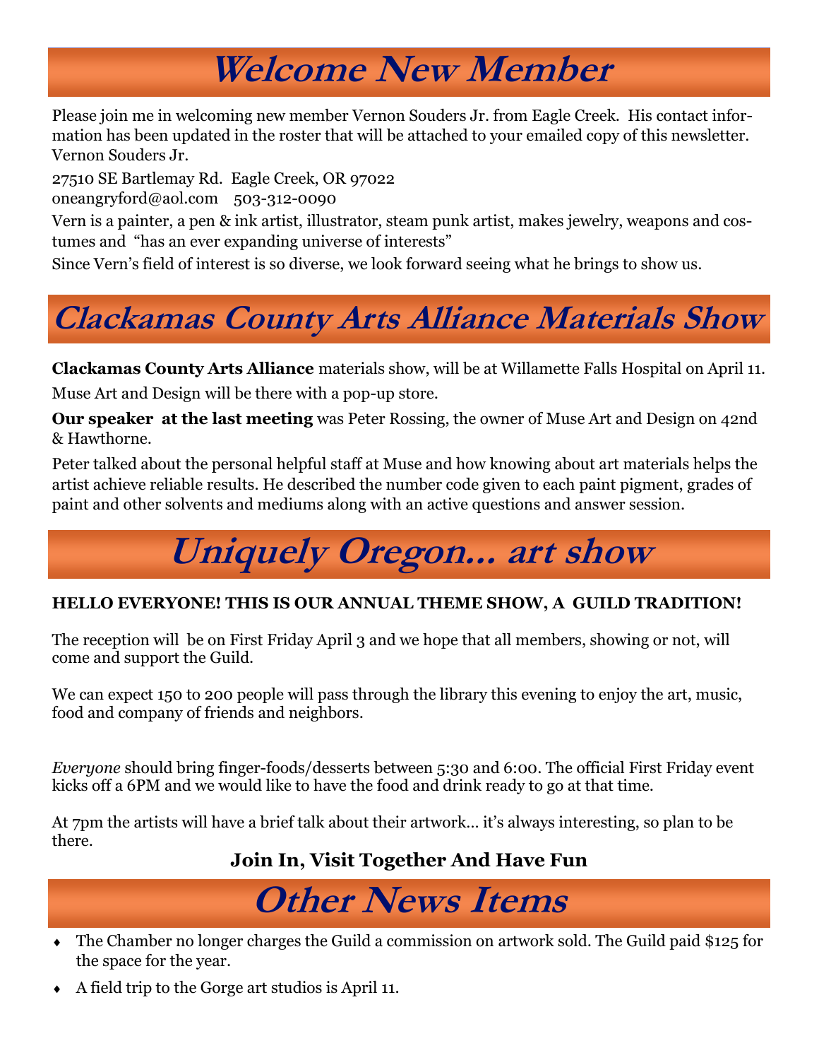# Welcome New Member

Please join me in welcoming new member Vernon Souders Jr. from Eagle Creek. His contact information has been updated in the roster that will be attached to your emailed copy of this newsletter.

Vernon Souders Jr.

27510 SE Bartlemay Rd. Eagle Creek, OR 97022

oneangryford@aol.com 503-312-0090

Vern is a painter, a pen & ink artist, illustrator, steam punk artist, makes jewelry, weapons and costumes and "has an ever expanding universe of interests"

Since Vern's field of interest is so diverse, we look forward seeing what he brings to show us.

# Clackamas County Arts Alliance Materials Show

**Clackamas County Arts Alliance** materials show, will be at Willamette Falls Hospital on April 11.

Muse Art and Design will be there with a pop-up store.

**Our speaker at the last meeting** was Peter Rossing, the owner of Muse Art and Design on 42nd & Hawthorne.

Peter talked about the personal helpful staff at Muse and how knowing about art materials helps the artist achieve reliable results. He described the number code given to each paint pigment, grades of paint and other solvents and mediums along with an active questions and answer session.

# Uniquely Oregon… art show

**HELLO EVERYONE! THIS IS OUR ANNUAL THEME SHOW, A GUILD TRADITION!**

The reception will be on First Friday April 3 and we hope that all members, showing or not, will come and support the Guild.

We can expect 150 to 200 people will pass through the library this evening to enjoy the art, music, food and company of friends and neighbors.

*Everyone* should bring finger-foods/desserts between 5:30 and 6:00. The official First Friday event kicks off a 6PM and we would like to have the food and drink ready to go at that time.

At 7pm the artists will have a brief talk about their artwork… it's always interesting, so plan to be there.

**Join In, Visit Together And Have Fun**

# Other News Items

- The Chamber no longer charges the Guild a commission on artwork sold. The Guild paid $125 for the space for the year.
- A field trip to the Gorge art studios is April 11.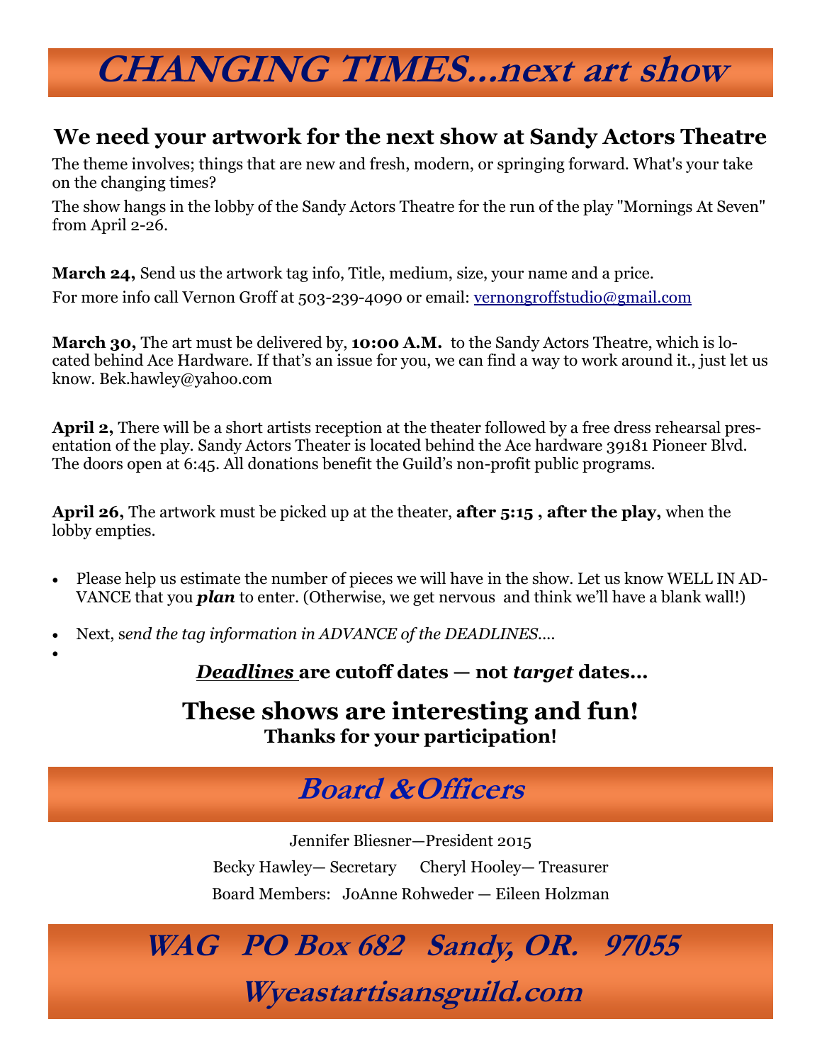# *CHANGING TIMES…next art show*

## We need your artwork for the next show at Sandy Actors Theatre

The theme involves; things that are new and fresh, modern, or springing forward. What's your take on the changing times?

The show hangs in the lobby of the Sandy Actors Theatre for the run of the play "Mornings At Seven" from April 2-26.

**March 24,** Send us the artwork tag info, Title, medium, size, your name and a price.

For more info call Vernon Groff at 503-239-4090 or email: vernongroffstudio@gmail.com

**March 30,** The art must be delivered by, **10:00 A.M.** to the Sandy Actors Theatre, which is located behind Ace Hardware. If that's an issue for you, we can find a way to work around it., just let us know. Bek.hawley@yahoo.com

**April 2,** There will be a short artists reception at the theater followed by a free dress rehearsal presentation of the play. Sandy Actors Theater is located behind the Ace hardware 39181 Pioneer Blvd. The doors open at 6:45. All donations benefit the Guild's non-profit public programs.

**April 26,** The artwork must be picked up at the theater, **after 5:15 , after the play,** when the lobby empties.

- Please help us estimate the number of pieces we will have in the show. Let us know WELL IN ADVANCE that you ***plan*** to enter. (Otherwise, we get nervous and think we'll have a blank wall!)
- Next, s*end the tag information in ADVANCE of the DEADLINES….*

**_Deadlines_ are cutoff dates — not *target* dates…**

## These shows are interesting and fun!

**Thanks for your participation!**

# *Board &Officers*

Jennifer Bliesner—President 2015

Becky Hawley— Secretary Cheryl Hooley— Treasurer

Board Members: JoAnne Rohweder — Eileen Holzman

# *WAG PO Box 682 Sandy, OR. 97055*

# *Wyeastartisansguild.com*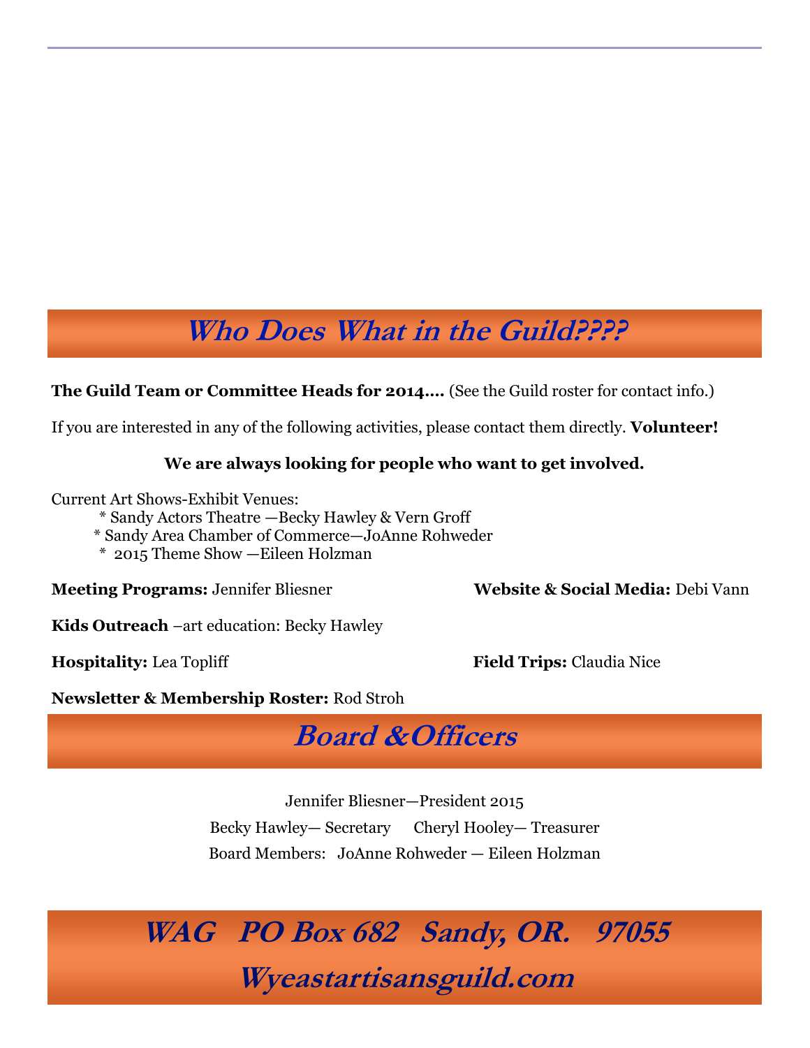## *Who Does What in the Guild????*

**The Guild Team or Committee Heads for 2014….** (See the Guild roster for contact info.)

If you are interested in any of the following activities, please contact them directly. **Volunteer!**

**We are always looking for people who want to get involved.**

Current Art Shows-Exhibit Venues:

* Sandy Actors Theatre —Becky Hawley & Vern Groff
* Sandy Area Chamber of Commerce—JoAnne Rohweder
* 2015 Theme Show —Eileen Holzman

**Meeting Programs:** Jennifer Bliesner

**Website & Social Media:** Debi Vann

**Kids Outreach** –art education: Becky Hawley

**Hospitality:** Lea Topliff

**Field Trips:** Claudia Nice

**Newsletter & Membership Roster:** Rod Stroh

## *Board &Officers*

Jennifer Bliesner—President 2015

Becky Hawley— Secretary      Cheryl Hooley— Treasurer

Board Members:   JoAnne Rohweder — Eileen Holzman

## *WAG   PO Box 682   Sandy, OR.   97055*

## *Wyeastartisansguild.com*